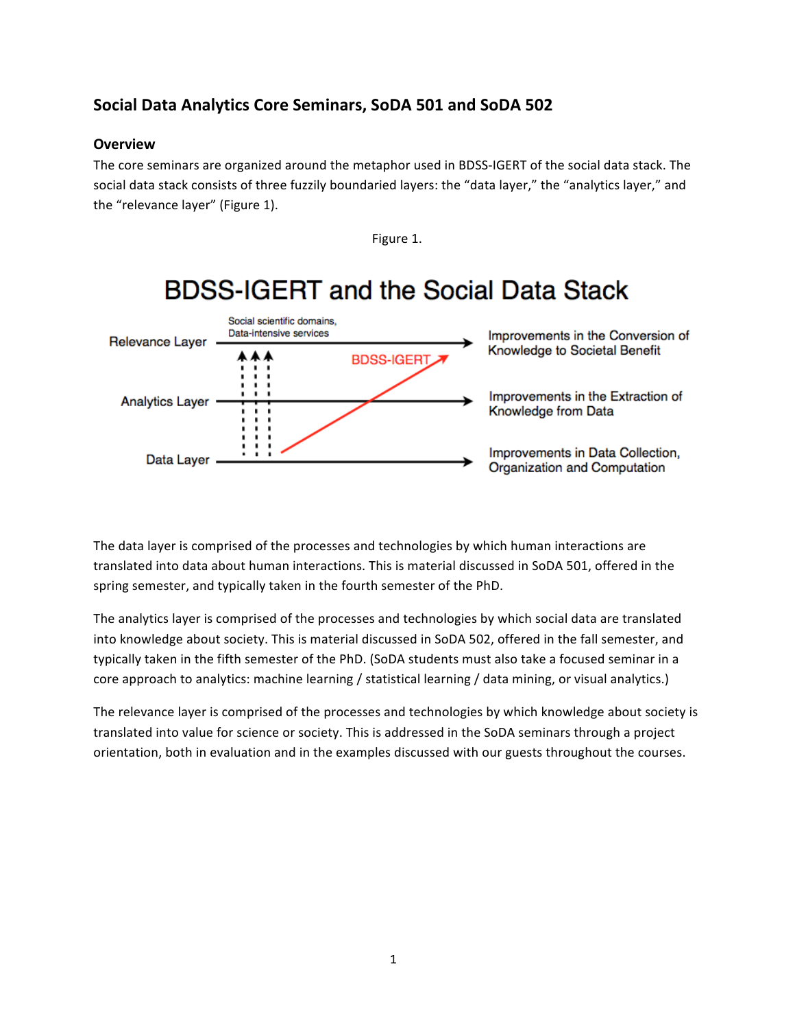## Social Data Analytics Core Seminars, SoDA 501 and SoDA 502

### Overview

The core seminars are organized around the metaphor used in BDSS-IGERT of the social data stack. The social data stack consists of three fuzzily boundaried layers: the “data layer,” the “analytics layer,” and the “relevance layer” (Figure 1).

Figure 1.

BDSS-IGERT and the Social Data Stack

Relevance Layer — Social scientific domains, Data-intensive services — Improvements in the Conversion of Knowledge to Societal Benefit

Analytics Layer — Improvements in the Extraction of Knowledge from Data

Data Layer — Improvements in Data Collection, Organization and Computation

BDSS-IGERT

The data layer is comprised of the processes and technologies by which human interactions are translated into data about human interactions. This is material discussed in SoDA 501, offered in the spring semester, and typically taken in the fourth semester of the PhD.

The analytics layer is comprised of the processes and technologies by which social data are translated into knowledge about society. This is material discussed in SoDA 502, offered in the fall semester, and typically taken in the fifth semester of the PhD. (SoDA students must also take a focused seminar in a core approach to analytics: machine learning / statistical learning / data mining, or visual analytics.)

The relevance layer is comprised of the processes and technologies by which knowledge about society is translated into value for science or society. This is addressed in the SoDA seminars through a project orientation, both in evaluation and in the examples discussed with our guests throughout the courses.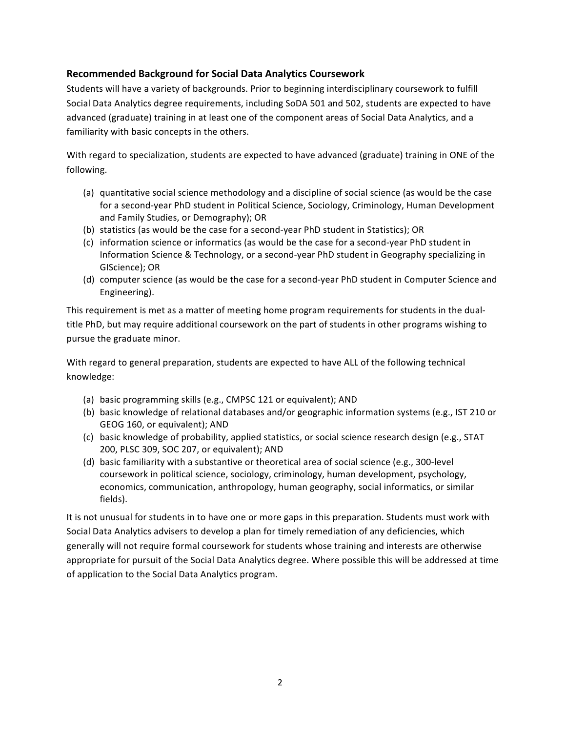### Recommended Background for Social Data Analytics Coursework

Students will have a variety of backgrounds. Prior to beginning interdisciplinary coursework to fulfill Social Data Analytics degree requirements, including SoDA 501 and 502, students are expected to have advanced (graduate) training in at least one of the component areas of Social Data Analytics, and a familiarity with basic concepts in the others.

With regard to specialization, students are expected to have advanced (graduate) training in ONE of the following.

(a) quantitative social science methodology and a discipline of social science (as would be the case for a second-year PhD student in Political Science, Sociology, Criminology, Human Development and Family Studies, or Demography); OR
(b) statistics (as would be the case for a second-year PhD student in Statistics); OR
(c) information science or informatics (as would be the case for a second-year PhD student in Information Science & Technology, or a second-year PhD student in Geography specializing in GIScience); OR
(d) computer science (as would be the case for a second-year PhD student in Computer Science and Engineering).

This requirement is met as a matter of meeting home program requirements for students in the dual-title PhD, but may require additional coursework on the part of students in other programs wishing to pursue the graduate minor.

With regard to general preparation, students are expected to have ALL of the following technical knowledge:

(a) basic programming skills (e.g., CMPSC 121 or equivalent); AND
(b) basic knowledge of relational databases and/or geographic information systems (e.g., IST 210 or GEOG 160, or equivalent); AND
(c) basic knowledge of probability, applied statistics, or social science research design (e.g., STAT 200, PLSC 309, SOC 207, or equivalent); AND
(d) basic familiarity with a substantive or theoretical area of social science (e.g., 300-level coursework in political science, sociology, criminology, human development, psychology, economics, communication, anthropology, human geography, social informatics, or similar fields).

It is not unusual for students in to have one or more gaps in this preparation. Students must work with Social Data Analytics advisers to develop a plan for timely remediation of any deficiencies, which generally will not require formal coursework for students whose training and interests are otherwise appropriate for pursuit of the Social Data Analytics degree. Where possible this will be addressed at time of application to the Social Data Analytics program.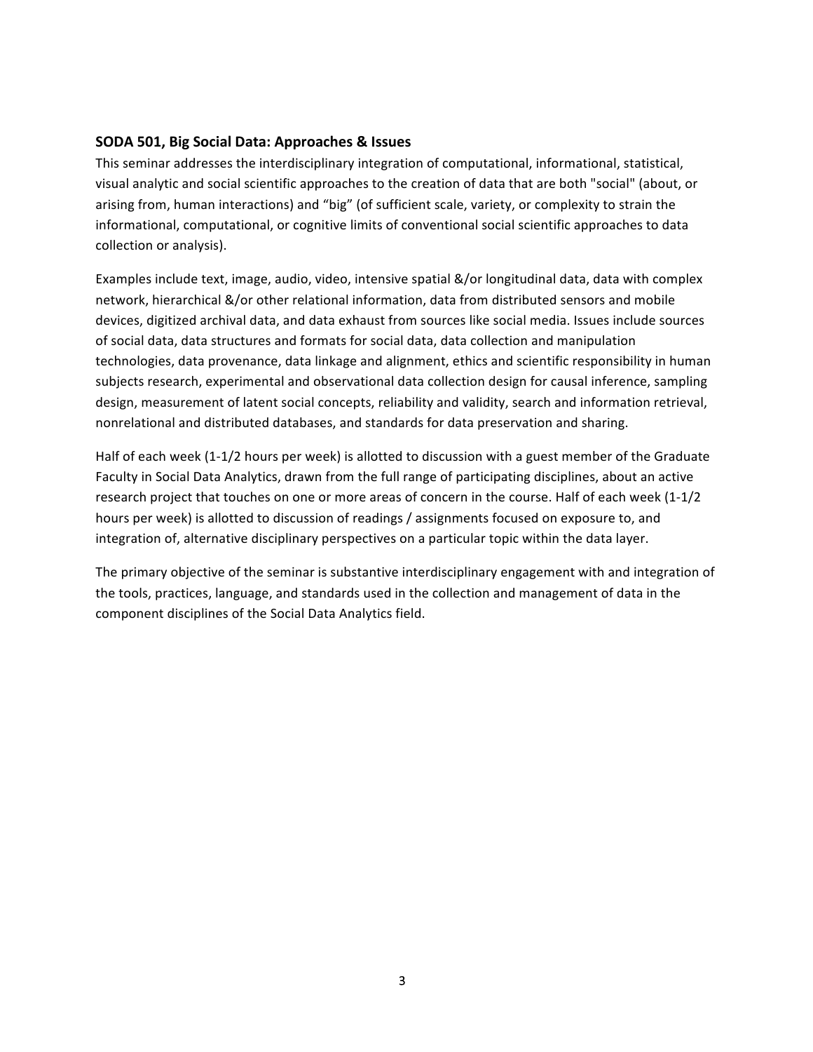### SODA 501, Big Social Data: Approaches & Issues

This seminar addresses the interdisciplinary integration of computational, informational, statistical, visual analytic and social scientific approaches to the creation of data that are both "social" (about, or arising from, human interactions) and “big” (of sufficient scale, variety, or complexity to strain the informational, computational, or cognitive limits of conventional social scientific approaches to data collection or analysis).

Examples include text, image, audio, video, intensive spatial &/or longitudinal data, data with complex network, hierarchical &/or other relational information, data from distributed sensors and mobile devices, digitized archival data, and data exhaust from sources like social media. Issues include sources of social data, data structures and formats for social data, data collection and manipulation technologies, data provenance, data linkage and alignment, ethics and scientific responsibility in human subjects research, experimental and observational data collection design for causal inference, sampling design, measurement of latent social concepts, reliability and validity, search and information retrieval, nonrelational and distributed databases, and standards for data preservation and sharing.

Half of each week (1-1/2 hours per week) is allotted to discussion with a guest member of the Graduate Faculty in Social Data Analytics, drawn from the full range of participating disciplines, about an active research project that touches on one or more areas of concern in the course. Half of each week (1-1/2 hours per week) is allotted to discussion of readings / assignments focused on exposure to, and integration of, alternative disciplinary perspectives on a particular topic within the data layer.

The primary objective of the seminar is substantive interdisciplinary engagement with and integration of the tools, practices, language, and standards used in the collection and management of data in the component disciplines of the Social Data Analytics field.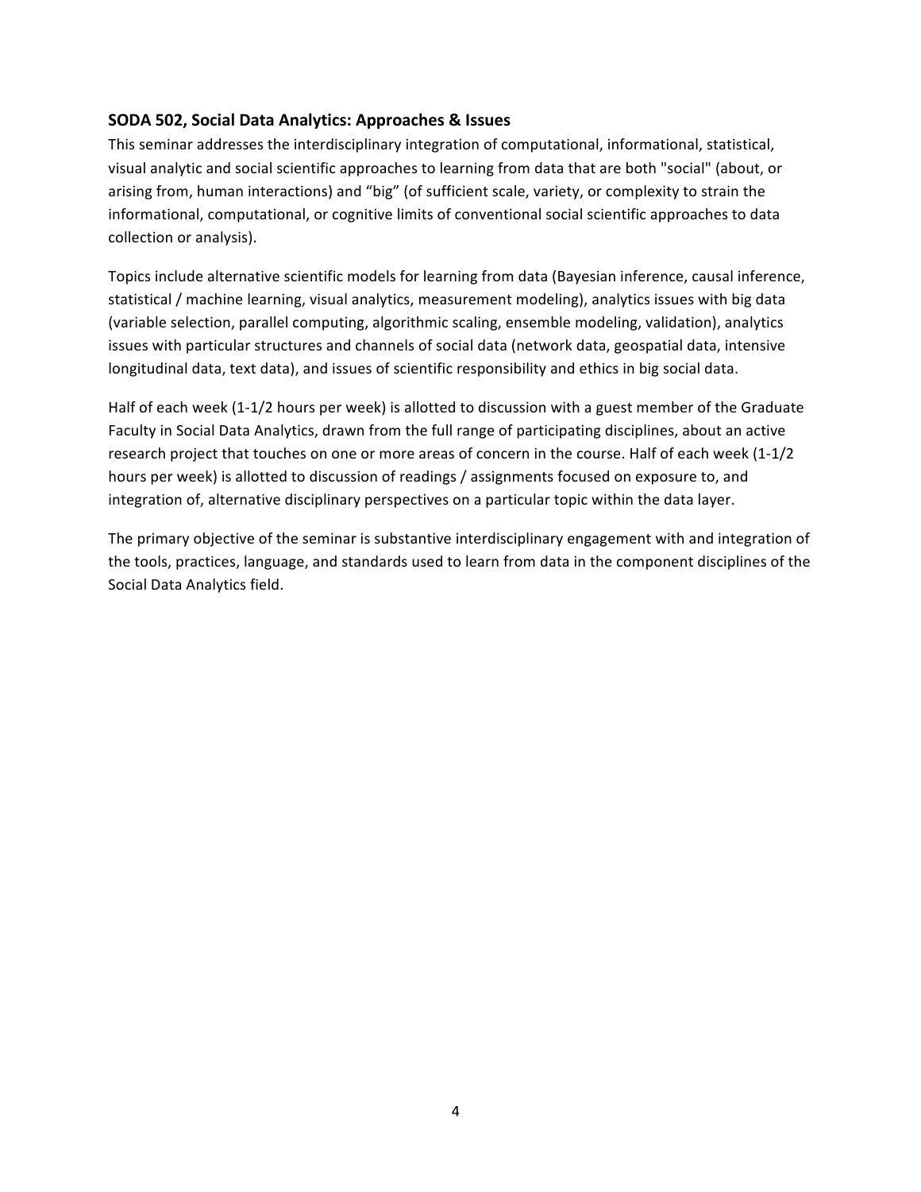### SODA 502, Social Data Analytics: Approaches & Issues

This seminar addresses the interdisciplinary integration of computational, informational, statistical, visual analytic and social scientific approaches to learning from data that are both "social" (about, or arising from, human interactions) and "big" (of sufficient scale, variety, or complexity to strain the informational, computational, or cognitive limits of conventional social scientific approaches to data collection or analysis).

Topics include alternative scientific models for learning from data (Bayesian inference, causal inference, statistical / machine learning, visual analytics, measurement modeling), analytics issues with big data (variable selection, parallel computing, algorithmic scaling, ensemble modeling, validation), analytics issues with particular structures and channels of social data (network data, geospatial data, intensive longitudinal data, text data), and issues of scientific responsibility and ethics in big social data.

Half of each week (1-1/2 hours per week) is allotted to discussion with a guest member of the Graduate Faculty in Social Data Analytics, drawn from the full range of participating disciplines, about an active research project that touches on one or more areas of concern in the course. Half of each week (1-1/2 hours per week) is allotted to discussion of readings / assignments focused on exposure to, and integration of, alternative disciplinary perspectives on a particular topic within the data layer.

The primary objective of the seminar is substantive interdisciplinary engagement with and integration of the tools, practices, language, and standards used to learn from data in the component disciplines of the Social Data Analytics field.